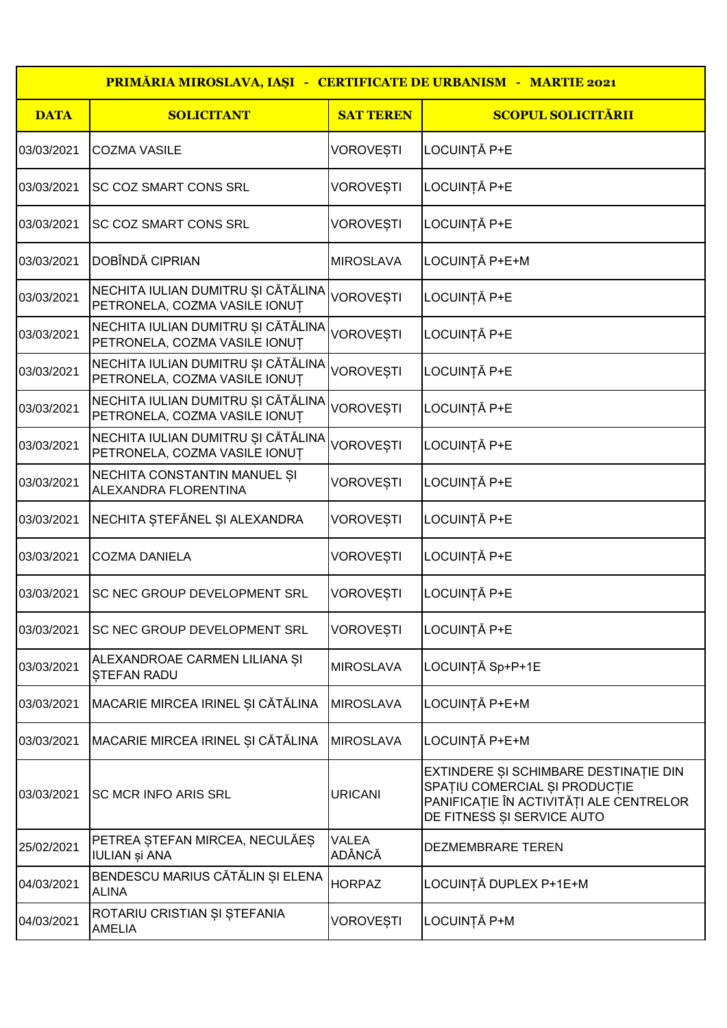| PRIMĂRIA MIROSLAVA, IAȘI - CERTIFICATE DE URBANISM - MARTIE 2021 | | | |
|---|---|---|---|
| **DATA** | **SOLICITANT** | **SAT TEREN** | **SCOPUL SOLICITĂRII** |
| 03/03/2021 | COZMA VASILE | VOROVEȘTI | LOCUINȚĂ P+E |
| 03/03/2021 | SC COZ SMART CONS SRL | VOROVEȘTI | LOCUINȚĂ P+E |
| 03/03/2021 | SC COZ SMART CONS SRL | VOROVEȘTI | LOCUINȚĂ P+E |
| 03/03/2021 | DOBÎNDĂ CIPRIAN | MIROSLAVA | LOCUINȚĂ P+E+M |
| 03/03/2021 | NECHITA IULIAN DUMITRU ȘI CĂTĂLINA PETRONELA, COZMA VASILE IONUȚ | VOROVEȘTI | LOCUINȚĂ P+E |
| 03/03/2021 | NECHITA IULIAN DUMITRU ȘI CĂTĂLINA PETRONELA, COZMA VASILE IONUȚ | VOROVEȘTI | LOCUINȚĂ P+E |
| 03/03/2021 | NECHITA IULIAN DUMITRU ȘI CĂTĂLINA PETRONELA, COZMA VASILE IONUȚ | VOROVEȘTI | LOCUINȚĂ P+E |
| 03/03/2021 | NECHITA IULIAN DUMITRU ȘI CĂTĂLINA PETRONELA, COZMA VASILE IONUȚ | VOROVEȘTI | LOCUINȚĂ P+E |
| 03/03/2021 | NECHITA IULIAN DUMITRU ȘI CĂTĂLINA PETRONELA, COZMA VASILE IONUȚ | VOROVEȘTI | LOCUINȚĂ P+E |
| 03/03/2021 | NECHITA CONSTANTIN MANUEL ȘI ALEXANDRA FLORENTINA | VOROVEȘTI | LOCUINȚĂ P+E |
| 03/03/2021 | NECHITA ȘTEFĂNEL ȘI ALEXANDRA | VOROVEȘTI | LOCUINȚĂ P+E |
| 03/03/2021 | COZMA DANIELA | VOROVEȘTI | LOCUINȚĂ P+E |
| 03/03/2021 | SC NEC GROUP DEVELOPMENT SRL | VOROVEȘTI | LOCUINȚĂ P+E |
| 03/03/2021 | SC NEC GROUP DEVELOPMENT SRL | VOROVEȘTI | LOCUINȚĂ P+E |
| 03/03/2021 | ALEXANDROAE CARMEN LILIANA ȘI ȘTEFAN RADU | MIROSLAVA | LOCUINȚĂ Sp+P+1E |
| 03/03/2021 | MACARIE MIRCEA IRINEL ȘI CĂTĂLINA | MIROSLAVA | LOCUINȚĂ P+E+M |
| 03/03/2021 | MACARIE MIRCEA IRINEL ȘI CĂTĂLINA | MIROSLAVA | LOCUINȚĂ P+E+M |
| 03/03/2021 | SC MCR INFO ARIS SRL | URICANI | EXTINDERE ȘI SCHIMBARE DESTINAȚIE DIN SPAȚIU COMERCIAL ȘI PRODUCȚIE PANIFICAȚIE ÎN ACTIVITĂȚI ALE CENTRELOR DE FITNESS ȘI SERVICE AUTO |
| 25/02/2021 | PETREA ȘTEFAN MIRCEA, NECULĂEȘ IULIAN și ANA | VALEA ADÂNCĂ | DEZMEMBRARE TEREN |
| 04/03/2021 | BENDESCU MARIUS CĂTĂLIN ȘI ELENA ALINA | HORPAZ | LOCUINȚĂ DUPLEX P+1E+M |
| 04/03/2021 | ROTARIU CRISTIAN ȘI ȘTEFANIA AMELIA | VOROVEȘTI | LOCUINȚĂ P+M |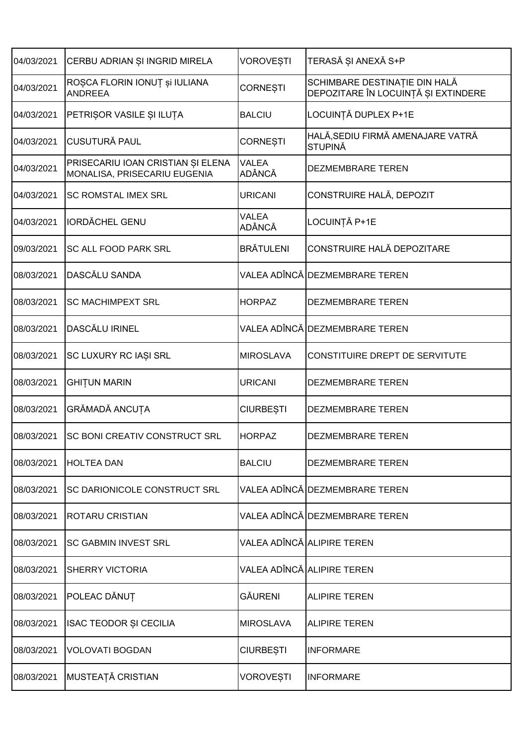| 04/03/2021 | CERBU ADRIAN ȘI INGRID MIRELA | VOROVEȘTI | TERASĂ ȘI ANEXĂ S+P |
|---|---|---|---|
| 04/03/2021 | ROȘCA FLORIN IONUȚ și IULIANA ANDREEA | CORNEȘTI | SCHIMBARE DESTINAȚIE DIN HALĂ DEPOZITARE ÎN LOCUINȚĂ ȘI EXTINDERE |
| 04/03/2021 | PETRIȘOR VASILE ȘI ILUȚA | BALCIU | LOCUINȚĂ DUPLEX P+1E |
| 04/03/2021 | CUSUTURĂ PAUL | CORNEȘTI | HALĂ,SEDIU FIRMĂ AMENAJARE VATRĂ STUPINĂ |
| 04/03/2021 | PRISECARIU IOAN CRISTIAN ȘI ELENA MONALISA, PRISECARIU EUGENIA | VALEA ADÂNCĂ | DEZMEMBRARE TEREN |
| 04/03/2021 | SC ROMSTAL IMEX SRL | URICANI | CONSTRUIRE HALĂ, DEPOZIT |
| 04/03/2021 | IORDĂCHEL GENU | VALEA ADÂNCĂ | LOCUINȚĂ P+1E |
| 09/03/2021 | SC ALL FOOD PARK SRL | BRĂTULENI | CONSTRUIRE HALĂ DEPOZITARE |
| 08/03/2021 | DASCĂLU SANDA | VALEA ADÎNCĂ | DEZMEMBRARE TEREN |
| 08/03/2021 | SC MACHIMPEXT SRL | HORPAZ | DEZMEMBRARE TEREN |
| 08/03/2021 | DASCĂLU IRINEL | VALEA ADÎNCĂ | DEZMEMBRARE TEREN |
| 08/03/2021 | SC LUXURY RC IAȘI SRL | MIROSLAVA | CONSTITUIRE DREPT DE SERVITUTE |
| 08/03/2021 | GHIȚUN MARIN | URICANI | DEZMEMBRARE TEREN |
| 08/03/2021 | GRĂMADĂ ANCUȚA | CIURBEȘTI | DEZMEMBRARE TEREN |
| 08/03/2021 | SC BONI CREATIV CONSTRUCT SRL | HORPAZ | DEZMEMBRARE TEREN |
| 08/03/2021 | HOLTEA DAN | BALCIU | DEZMEMBRARE TEREN |
| 08/03/2021 | SC DARIONICOLE CONSTRUCT SRL | VALEA ADÎNCĂ | DEZMEMBRARE TEREN |
| 08/03/2021 | ROTARU CRISTIAN | VALEA ADÎNCĂ | DEZMEMBRARE TEREN |
| 08/03/2021 | SC GABMIN INVEST SRL | VALEA ADÎNCĂ | ALIPIRE TEREN |
| 08/03/2021 | SHERRY VICTORIA | VALEA ADÎNCĂ | ALIPIRE TEREN |
| 08/03/2021 | POLEAC DĂNUȚ | GĂURENI | ALIPIRE TEREN |
| 08/03/2021 | ISAC TEODOR ȘI CECILIA | MIROSLAVA | ALIPIRE TEREN |
| 08/03/2021 | VOLOVATI BOGDAN | CIURBEȘTI | INFORMARE |
| 08/03/2021 | MUSTEAȚĂ CRISTIAN | VOROVEȘTI | INFORMARE |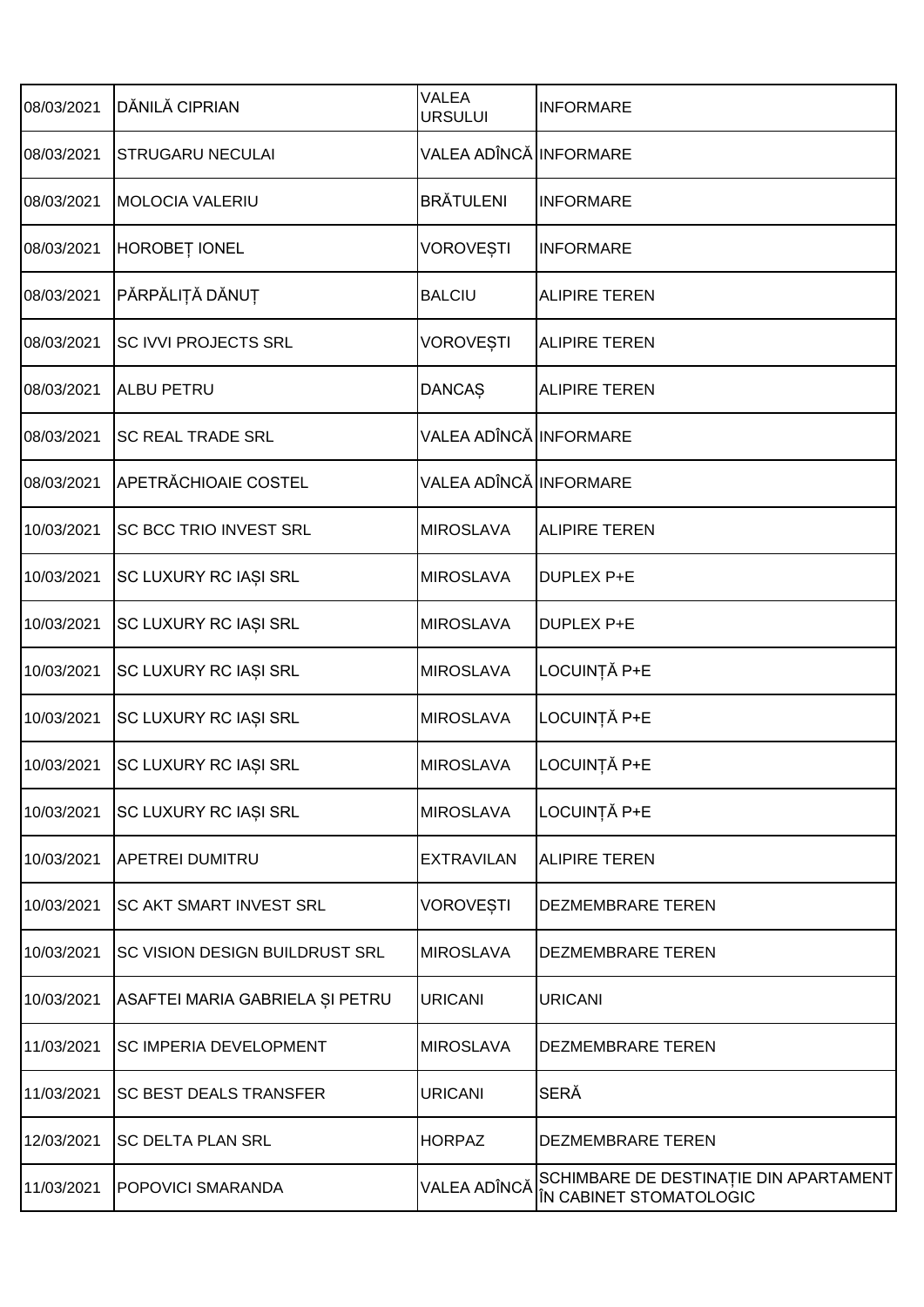| 08/03/2021 | DĂNILĂ CIPRIAN | VALEA URSULUI | INFORMARE |
|---|---|---|---|
| 08/03/2021 | STRUGARU NECULAI | VALEA ADÎNCĂ | INFORMARE |
| 08/03/2021 | MOLOCIA VALERIU | BRĂTULENI | INFORMARE |
| 08/03/2021 | HOROBEȚ IONEL | VOROVEȘTI | INFORMARE |
| 08/03/2021 | PĂRPĂLIȚĂ DĂNUȚ | BALCIU | ALIPIRE TEREN |
| 08/03/2021 | SC IVVI PROJECTS SRL | VOROVEȘTI | ALIPIRE TEREN |
| 08/03/2021 | ALBU PETRU | DANCAȘ | ALIPIRE TEREN |
| 08/03/2021 | SC REAL TRADE SRL | VALEA ADÎNCĂ | INFORMARE |
| 08/03/2021 | APETRĂCHIOAIE COSTEL | VALEA ADÎNCĂ | INFORMARE |
| 10/03/2021 | SC BCC TRIO INVEST SRL | MIROSLAVA | ALIPIRE TEREN |
| 10/03/2021 | SC LUXURY RC IAȘI SRL | MIROSLAVA | DUPLEX P+E |
| 10/03/2021 | SC LUXURY RC IAȘI SRL | MIROSLAVA | DUPLEX P+E |
| 10/03/2021 | SC LUXURY RC IAȘI SRL | MIROSLAVA | LOCUINȚĂ P+E |
| 10/03/2021 | SC LUXURY RC IAȘI SRL | MIROSLAVA | LOCUINȚĂ P+E |
| 10/03/2021 | SC LUXURY RC IAȘI SRL | MIROSLAVA | LOCUINȚĂ P+E |
| 10/03/2021 | SC LUXURY RC IAȘI SRL | MIROSLAVA | LOCUINȚĂ P+E |
| 10/03/2021 | APETREI DUMITRU | EXTRAVILAN | ALIPIRE TEREN |
| 10/03/2021 | SC AKT SMART INVEST SRL | VOROVEȘTI | DEZMEMBRARE TEREN |
| 10/03/2021 | SC VISION DESIGN BUILDRUST SRL | MIROSLAVA | DEZMEMBRARE TEREN |
| 10/03/2021 | ASAFTEI MARIA GABRIELA ȘI PETRU | URICANI | URICANI |
| 11/03/2021 | SC IMPERIA DEVELOPMENT | MIROSLAVA | DEZMEMBRARE TEREN |
| 11/03/2021 | SC BEST DEALS TRANSFER | URICANI | SERĂ |
| 12/03/2021 | SC DELTA PLAN SRL | HORPAZ | DEZMEMBRARE TEREN |
| 11/03/2021 | POPOVICI SMARANDA | VALEA ADÎNCĂ | SCHIMBARE DE DESTINAȚIE DIN APARTAMENT ÎN CABINET STOMATOLOGIC |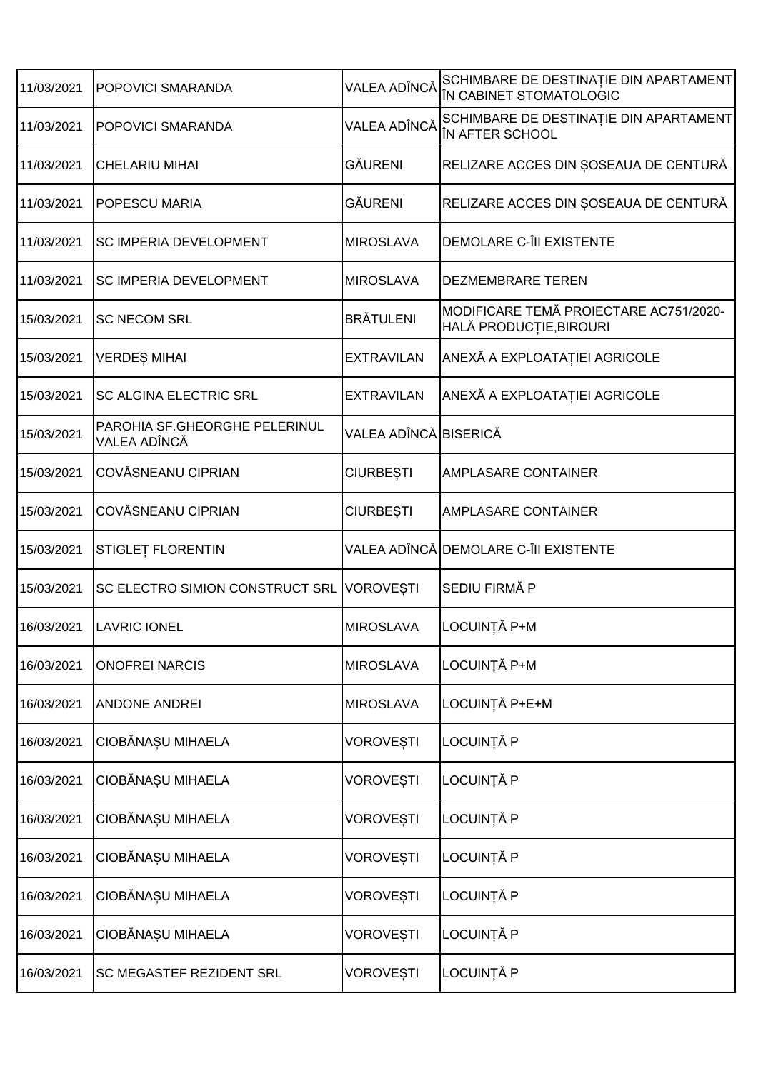| 11/03/2021 | POPOVICI SMARANDA | VALEA ADÎNCĂ | SCHIMBARE DE DESTINAȚIE DIN APARTAMENT ÎN CABINET STOMATOLOGIC |
|---|---|---|---|
| 11/03/2021 | POPOVICI SMARANDA | VALEA ADÎNCĂ | SCHIMBARE DE DESTINAȚIE DIN APARTAMENT ÎN AFTER SCHOOL |
| 11/03/2021 | CHELARIU MIHAI | GĂURENI | RELIZARE ACCES DIN ȘOSEAUA DE CENTURĂ |
| 11/03/2021 | POPESCU MARIA | GĂURENI | RELIZARE ACCES DIN ȘOSEAUA DE CENTURĂ |
| 11/03/2021 | SC IMPERIA DEVELOPMENT | MIROSLAVA | DEMOLARE C-ÎII EXISTENTE |
| 11/03/2021 | SC IMPERIA DEVELOPMENT | MIROSLAVA | DEZMEMBRARE TEREN |
| 15/03/2021 | SC NECOM SRL | BRĂTULENI | MODIFICARE TEMĂ PROIECTARE AC751/2020-HALĂ PRODUCȚIE,BIROURI |
| 15/03/2021 | VERDEȘ MIHAI | EXTRAVILAN | ANEXĂ A EXPLOATAȚIEI AGRICOLE |
| 15/03/2021 | SC ALGINA ELECTRIC SRL | EXTRAVILAN | ANEXĂ A EXPLOATAȚIEI AGRICOLE |
| 15/03/2021 | PAROHIA SF.GHEORGHE PELERINUL VALEA ADÎNCĂ | VALEA ADÎNCĂ | BISERICĂ |
| 15/03/2021 | COVĂSNEANU CIPRIAN | CIURBEȘTI | AMPLASARE CONTAINER |
| 15/03/2021 | COVĂSNEANU CIPRIAN | CIURBEȘTI | AMPLASARE CONTAINER |
| 15/03/2021 | STIGLEȚ FLORENTIN | VALEA ADÎNCĂ | DEMOLARE C-ÎII EXISTENTE |
| 15/03/2021 | SC ELECTRO SIMION CONSTRUCT SRL | VOROVEȘTI | SEDIU FIRMĂ P |
| 16/03/2021 | LAVRIC IONEL | MIROSLAVA | LOCUINȚĂ P+M |
| 16/03/2021 | ONOFREI NARCIS | MIROSLAVA | LOCUINȚĂ P+M |
| 16/03/2021 | ANDONE ANDREI | MIROSLAVA | LOCUINȚĂ P+E+M |
| 16/03/2021 | CIOBĂNAȘU MIHAELA | VOROVEȘTI | LOCUINȚĂ P |
| 16/03/2021 | CIOBĂNAȘU MIHAELA | VOROVEȘTI | LOCUINȚĂ P |
| 16/03/2021 | CIOBĂNAȘU MIHAELA | VOROVEȘTI | LOCUINȚĂ P |
| 16/03/2021 | CIOBĂNAȘU MIHAELA | VOROVEȘTI | LOCUINȚĂ P |
| 16/03/2021 | CIOBĂNAȘU MIHAELA | VOROVEȘTI | LOCUINȚĂ P |
| 16/03/2021 | CIOBĂNAȘU MIHAELA | VOROVEȘTI | LOCUINȚĂ P |
| 16/03/2021 | SC MEGASTEF REZIDENT SRL | VOROVEȘTI | LOCUINȚĂ P |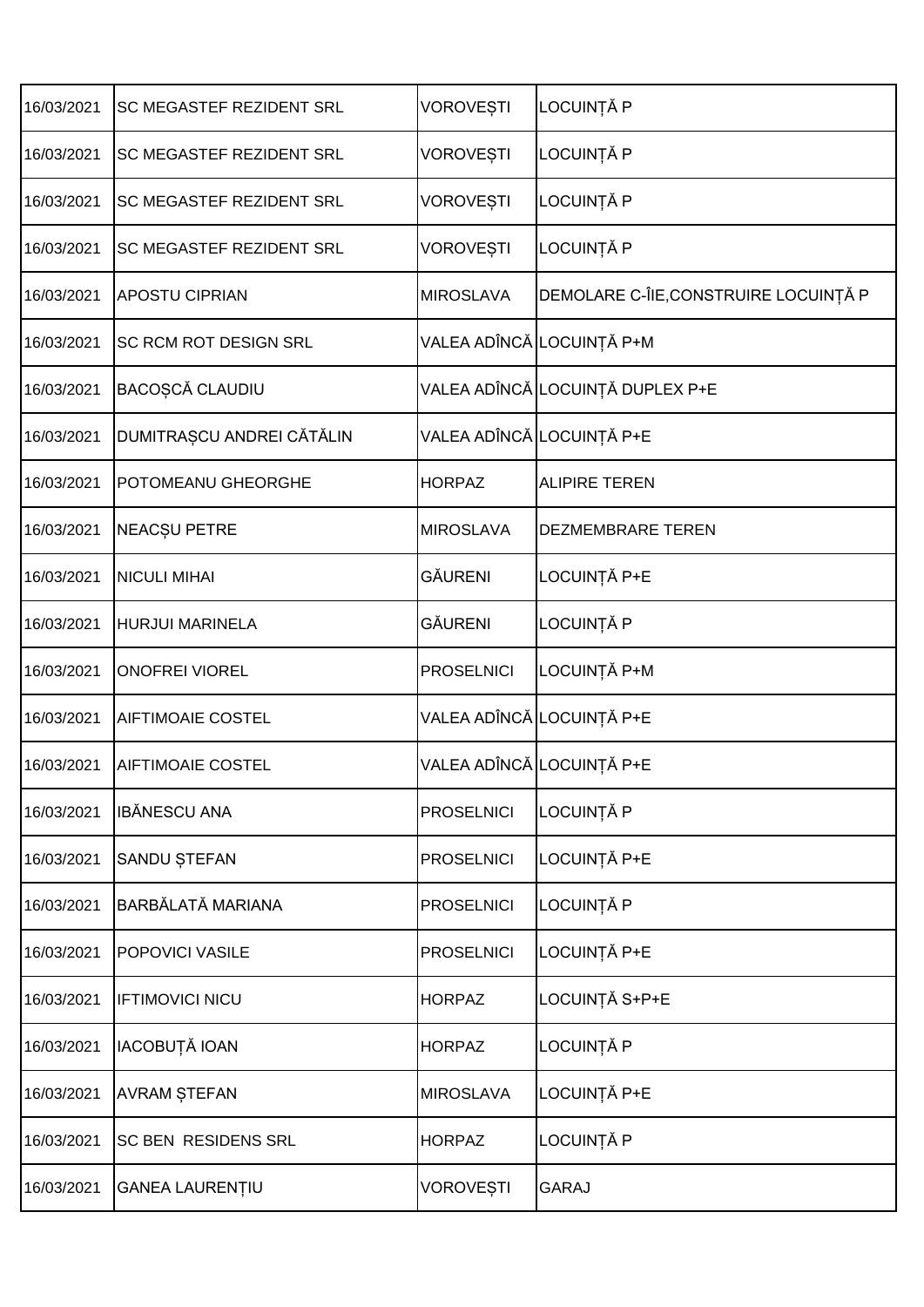| | | | |
|---|---|---|---|
| 16/03/2021 | SC MEGASTEF REZIDENT SRL | VOROVEȘTI | LOCUINȚĂ P |
| 16/03/2021 | SC MEGASTEF REZIDENT SRL | VOROVEȘTI | LOCUINȚĂ P |
| 16/03/2021 | SC MEGASTEF REZIDENT SRL | VOROVEȘTI | LOCUINȚĂ P |
| 16/03/2021 | SC MEGASTEF REZIDENT SRL | VOROVEȘTI | LOCUINȚĂ P |
| 16/03/2021 | APOSTU CIPRIAN | MIROSLAVA | DEMOLARE C-ÎIE,CONSTRUIRE LOCUINȚĂ P |
| 16/03/2021 | SC RCM ROT DESIGN SRL | VALEA ADÎNCĂ | LOCUINȚĂ P+M |
| 16/03/2021 | BACOȘCĂ CLAUDIU | VALEA ADÎNCĂ | LOCUINȚĂ DUPLEX P+E |
| 16/03/2021 | DUMITRAȘCU ANDREI CĂTĂLIN | VALEA ADÎNCĂ | LOCUINȚĂ P+E |
| 16/03/2021 | POTOMEANU GHEORGHE | HORPAZ | ALIPIRE TEREN |
| 16/03/2021 | NEACȘU PETRE | MIROSLAVA | DEZMEMBRARE TEREN |
| 16/03/2021 | NICULI MIHAI | GĂURENI | LOCUINȚĂ P+E |
| 16/03/2021 | HURJUI MARINELA | GĂURENI | LOCUINȚĂ P |
| 16/03/2021 | ONOFREI VIOREL | PROSELNICI | LOCUINȚĂ P+M |
| 16/03/2021 | AIFTIMOAIE COSTEL | VALEA ADÎNCĂ | LOCUINȚĂ P+E |
| 16/03/2021 | AIFTIMOAIE COSTEL | VALEA ADÎNCĂ | LOCUINȚĂ P+E |
| 16/03/2021 | IBĂNESCU ANA | PROSELNICI | LOCUINȚĂ P |
| 16/03/2021 | SANDU ȘTEFAN | PROSELNICI | LOCUINȚĂ P+E |
| 16/03/2021 | BARBĂLATĂ MARIANA | PROSELNICI | LOCUINȚĂ P |
| 16/03/2021 | POPOVICI VASILE | PROSELNICI | LOCUINȚĂ P+E |
| 16/03/2021 | IFTIMOVICI NICU | HORPAZ | LOCUINȚĂ S+P+E |
| 16/03/2021 | IACOBUȚĂ IOAN | HORPAZ | LOCUINȚĂ P |
| 16/03/2021 | AVRAM ȘTEFAN | MIROSLAVA | LOCUINȚĂ P+E |
| 16/03/2021 | SC BEN RESIDENS SRL | HORPAZ | LOCUINȚĂ P |
| 16/03/2021 | GANEA LAURENȚIU | VOROVEȘTI | GARAJ |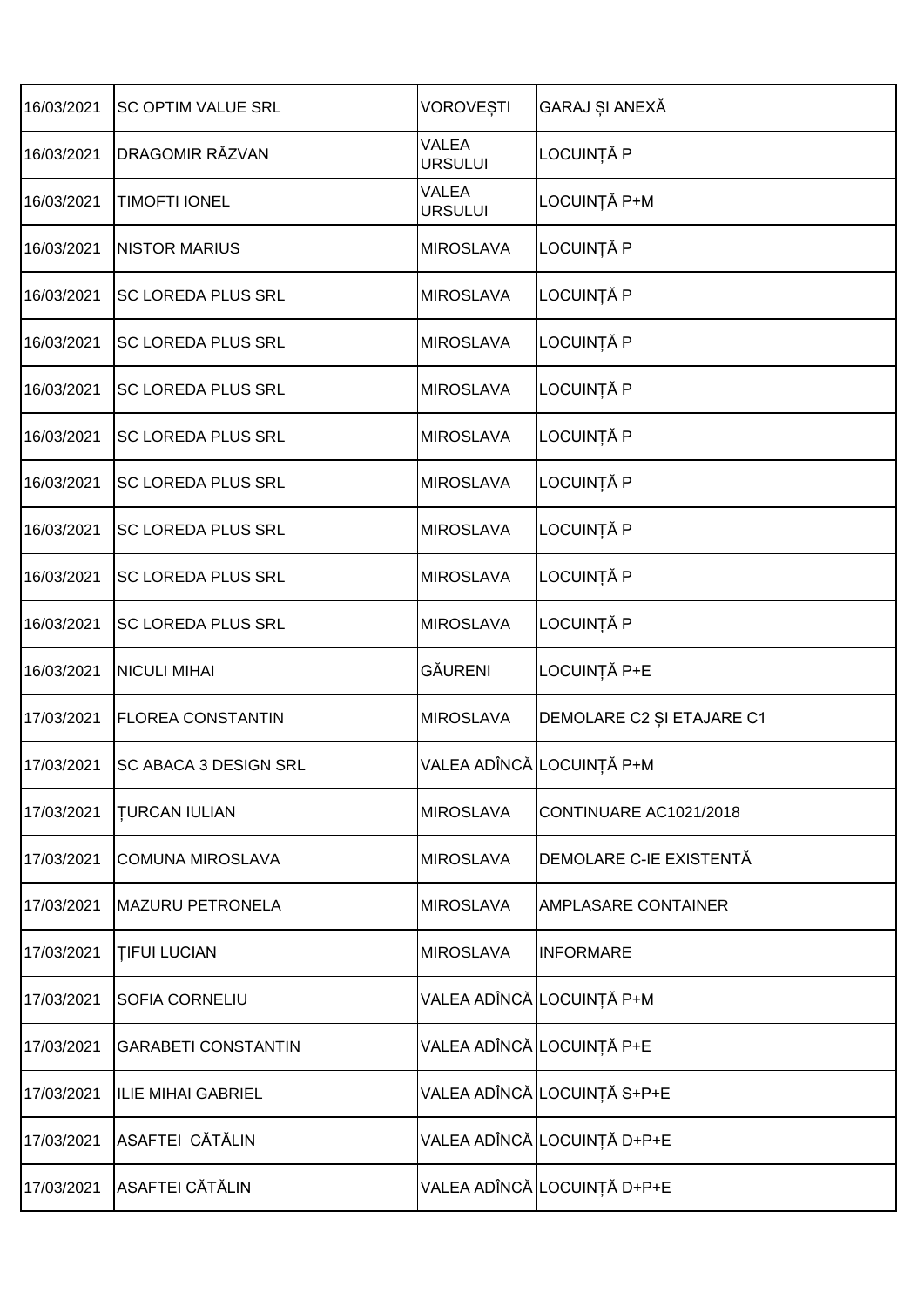| | | | |
|---|---|---|---|
| 16/03/2021 | SC OPTIM VALUE SRL | VOROVEȘTI | GARAJ ȘI ANEXĂ |
| 16/03/2021 | DRAGOMIR RĂZVAN | VALEA URSULUI | LOCUINȚĂ P |
| 16/03/2021 | TIMOFTI IONEL | VALEA URSULUI | LOCUINȚĂ P+M |
| 16/03/2021 | NISTOR MARIUS | MIROSLAVA | LOCUINȚĂ P |
| 16/03/2021 | SC LOREDA PLUS SRL | MIROSLAVA | LOCUINȚĂ P |
| 16/03/2021 | SC LOREDA PLUS SRL | MIROSLAVA | LOCUINȚĂ P |
| 16/03/2021 | SC LOREDA PLUS SRL | MIROSLAVA | LOCUINȚĂ P |
| 16/03/2021 | SC LOREDA PLUS SRL | MIROSLAVA | LOCUINȚĂ P |
| 16/03/2021 | SC LOREDA PLUS SRL | MIROSLAVA | LOCUINȚĂ P |
| 16/03/2021 | SC LOREDA PLUS SRL | MIROSLAVA | LOCUINȚĂ P |
| 16/03/2021 | SC LOREDA PLUS SRL | MIROSLAVA | LOCUINȚĂ P |
| 16/03/2021 | SC LOREDA PLUS SRL | MIROSLAVA | LOCUINȚĂ P |
| 16/03/2021 | NICULI MIHAI | GĂURENI | LOCUINȚĂ P+E |
| 17/03/2021 | FLOREA CONSTANTIN | MIROSLAVA | DEMOLARE C2 ȘI ETAJARE C1 |
| 17/03/2021 | SC ABACA 3 DESIGN SRL | VALEA ADÎNCĂ | LOCUINȚĂ P+M |
| 17/03/2021 | ȚURCAN IULIAN | MIROSLAVA | CONTINUARE AC1021/2018 |
| 17/03/2021 | COMUNA MIROSLAVA | MIROSLAVA | DEMOLARE C-IE EXISTENTĂ |
| 17/03/2021 | MAZURU PETRONELA | MIROSLAVA | AMPLASARE CONTAINER |
| 17/03/2021 | ȚIFUI LUCIAN | MIROSLAVA | INFORMARE |
| 17/03/2021 | SOFIA CORNELIU | VALEA ADÎNCĂ | LOCUINȚĂ P+M |
| 17/03/2021 | GARABETI CONSTANTIN | VALEA ADÎNCĂ | LOCUINȚĂ P+E |
| 17/03/2021 | ILIE MIHAI GABRIEL | VALEA ADÎNCĂ | LOCUINȚĂ S+P+E |
| 17/03/2021 | ASAFTEI CĂTĂLIN | VALEA ADÎNCĂ | LOCUINȚĂ D+P+E |
| 17/03/2021 | ASAFTEI CĂTĂLIN | VALEA ADÎNCĂ | LOCUINȚĂ D+P+E |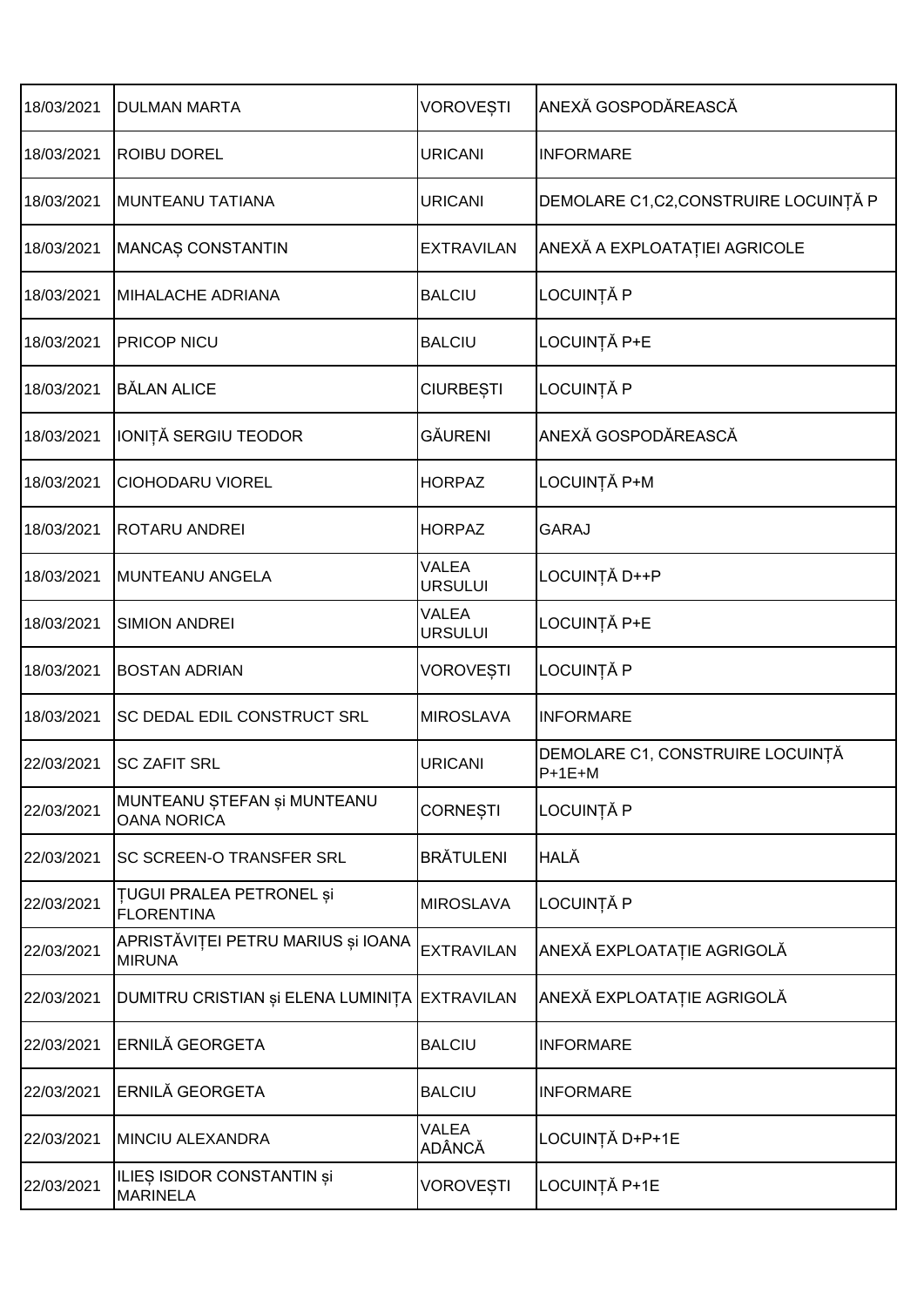| | | | |
|---|---|---|---|
| 18/03/2021 | DULMAN MARTA | VOROVEȘTI | ANEXĂ GOSPODĂREASCĂ |
| 18/03/2021 | ROIBU DOREL | URICANI | INFORMARE |
| 18/03/2021 | MUNTEANU TATIANA | URICANI | DEMOLARE C1,C2,CONSTRUIRE LOCUINȚĂ P |
| 18/03/2021 | MANCAȘ CONSTANTIN | EXTRAVILAN | ANEXĂ A EXPLOATAȚIEI AGRICOLE |
| 18/03/2021 | MIHALACHE ADRIANA | BALCIU | LOCUINȚĂ P |
| 18/03/2021 | PRICOP NICU | BALCIU | LOCUINȚĂ P+E |
| 18/03/2021 | BĂLAN ALICE | CIURBEȘTI | LOCUINȚĂ P |
| 18/03/2021 | IONIȚĂ SERGIU TEODOR | GĂURENI | ANEXĂ GOSPODĂREASCĂ |
| 18/03/2021 | CIOHODARU VIOREL | HORPAZ | LOCUINȚĂ P+M |
| 18/03/2021 | ROTARU ANDREI | HORPAZ | GARAJ |
| 18/03/2021 | MUNTEANU ANGELA | VALEA URSULUI | LOCUINȚĂ D++P |
| 18/03/2021 | SIMION ANDREI | VALEA URSULUI | LOCUINȚĂ P+E |
| 18/03/2021 | BOSTAN ADRIAN | VOROVEȘTI | LOCUINȚĂ P |
| 18/03/2021 | SC DEDAL EDIL CONSTRUCT SRL | MIROSLAVA | INFORMARE |
| 22/03/2021 | SC ZAFIT SRL | URICANI | DEMOLARE C1, CONSTRUIRE LOCUINȚĂ P+1E+M |
| 22/03/2021 | MUNTEANU ȘTEFAN și MUNTEANU OANA NORICA | CORNEȘTI | LOCUINȚĂ P |
| 22/03/2021 | SC SCREEN-O TRANSFER SRL | BRĂTULENI | HALĂ |
| 22/03/2021 | ȚUGUI PRALEA PETRONEL și FLORENTINA | MIROSLAVA | LOCUINȚĂ P |
| 22/03/2021 | APRISTĂVIȚEI PETRU MARIUS și IOANA MIRUNA | EXTRAVILAN | ANEXĂ EXPLOATAȚIE AGRIGOLĂ |
| 22/03/2021 | DUMITRU CRISTIAN și ELENA LUMINIȚA | EXTRAVILAN | ANEXĂ EXPLOATAȚIE AGRIGOLĂ |
| 22/03/2021 | ERNILĂ GEORGETA | BALCIU | INFORMARE |
| 22/03/2021 | ERNILĂ GEORGETA | BALCIU | INFORMARE |
| 22/03/2021 | MINCIU ALEXANDRA | VALEA ADÂNCĂ | LOCUINȚĂ D+P+1E |
| 22/03/2021 | ILIEȘ ISIDOR CONSTANTIN și MARINELA | VOROVEȘTI | LOCUINȚĂ P+1E |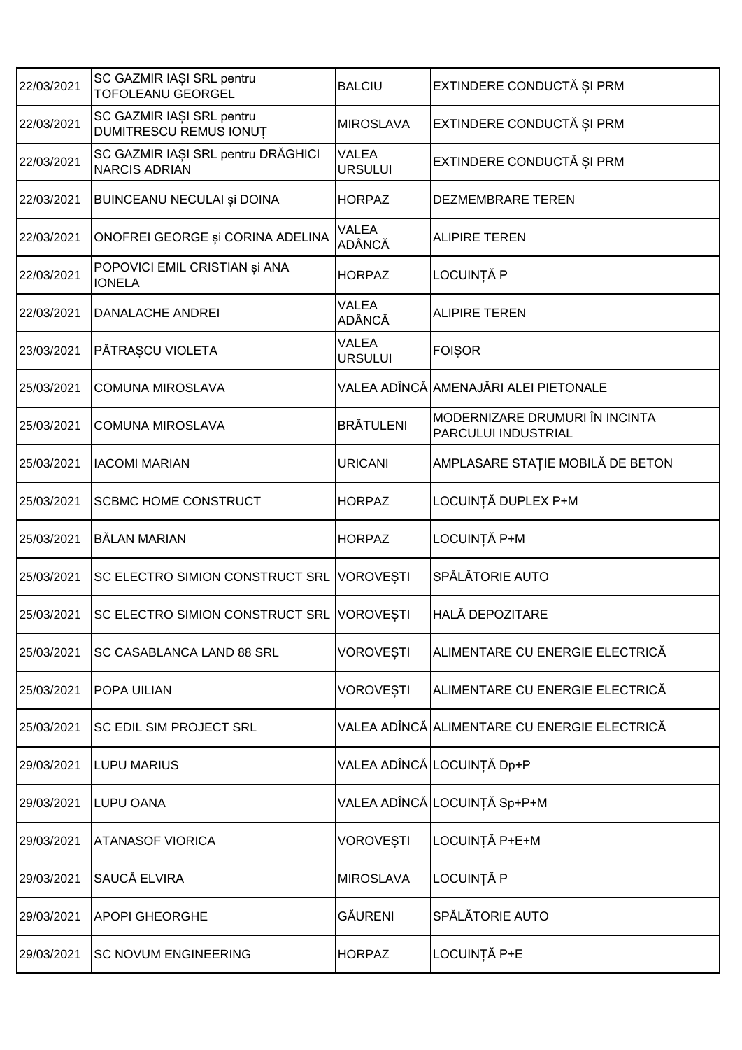| | | | |
|---|---|---|---|
| 22/03/2021 | SC GAZMIR IAȘI SRL pentru TOFOLEANU GEORGEL | BALCIU | EXTINDERE CONDUCTĂ ȘI PRM |
| 22/03/2021 | SC GAZMIR IAȘI SRL pentru DUMITRESCU REMUS IONUȚ | MIROSLAVA | EXTINDERE CONDUCTĂ ȘI PRM |
| 22/03/2021 | SC GAZMIR IAȘI SRL pentru DRĂGHICI NARCIS ADRIAN | VALEA URSULUI | EXTINDERE CONDUCTĂ ȘI PRM |
| 22/03/2021 | BUINCEANU NECULAI și DOINA | HORPAZ | DEZMEMBRARE TEREN |
| 22/03/2021 | ONOFREI GEORGE și CORINA ADELINA | VALEA ADÂNCĂ | ALIPIRE TEREN |
| 22/03/2021 | POPOVICI EMIL CRISTIAN și ANA IONELA | HORPAZ | LOCUINȚĂ P |
| 22/03/2021 | DANALACHE ANDREI | VALEA ADÂNCĂ | ALIPIRE TEREN |
| 23/03/2021 | PĂTRAȘCU VIOLETA | VALEA URSULUI | FOIȘOR |
| 25/03/2021 | COMUNA MIROSLAVA | VALEA ADÎNCĂ | AMENAJĂRI ALEI PIETONALE |
| 25/03/2021 | COMUNA MIROSLAVA | BRĂTULENI | MODERNIZARE DRUMURI ÎN INCINTA PARCULUI INDUSTRIAL |
| 25/03/2021 | IACOMI MARIAN | URICANI | AMPLASARE STAȚIE MOBILĂ DE BETON |
| 25/03/2021 | SCBMC HOME CONSTRUCT | HORPAZ | LOCUINȚĂ DUPLEX P+M |
| 25/03/2021 | BĂLAN MARIAN | HORPAZ | LOCUINȚĂ P+M |
| 25/03/2021 | SC ELECTRO SIMION CONSTRUCT SRL | VOROVEȘTI | SPĂLĂTORIE AUTO |
| 25/03/2021 | SC ELECTRO SIMION CONSTRUCT SRL | VOROVEȘTI | HALĂ DEPOZITARE |
| 25/03/2021 | SC CASABLANCA LAND 88 SRL | VOROVEȘTI | ALIMENTARE CU ENERGIE ELECTRICĂ |
| 25/03/2021 | POPA UILIAN | VOROVEȘTI | ALIMENTARE CU ENERGIE ELECTRICĂ |
| 25/03/2021 | SC EDIL SIM PROJECT SRL | VALEA ADÎNCĂ | ALIMENTARE CU ENERGIE ELECTRICĂ |
| 29/03/2021 | LUPU MARIUS | VALEA ADÎNCĂ | LOCUINȚĂ Dp+P |
| 29/03/2021 | LUPU OANA | VALEA ADÎNCĂ | LOCUINȚĂ Sp+P+M |
| 29/03/2021 | ATANASOF VIORICA | VOROVEȘTI | LOCUINȚĂ P+E+M |
| 29/03/2021 | SAUCĂ ELVIRA | MIROSLAVA | LOCUINȚĂ P |
| 29/03/2021 | APOPI GHEORGHE | GĂURENI | SPĂLĂTORIE AUTO |
| 29/03/2021 | SC NOVUM ENGINEERING | HORPAZ | LOCUINȚĂ P+E |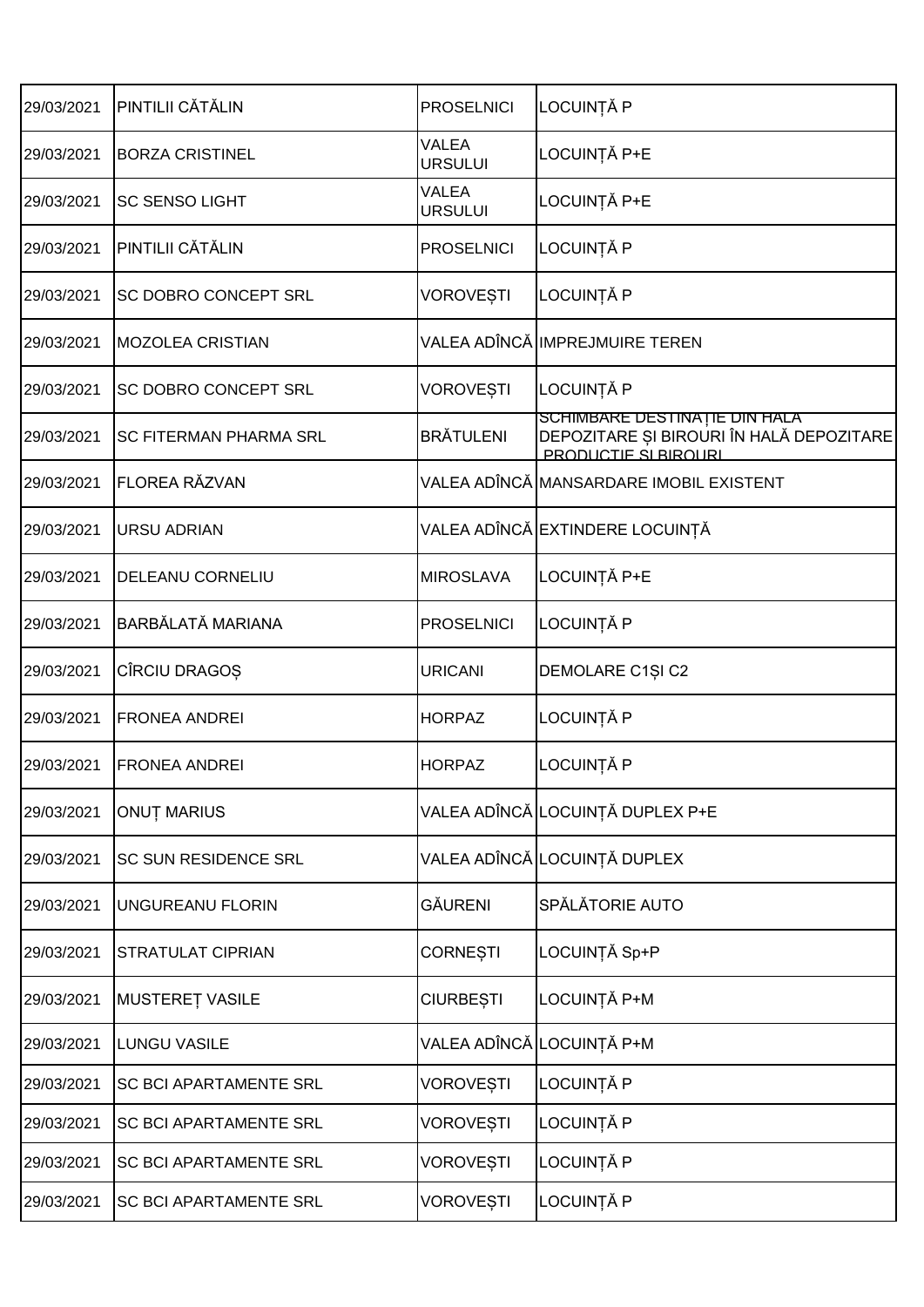| 29/03/2021 | PINTILII CĂTĂLIN | PROSELNICI | LOCUINȚĂ P |
|---|---|---|---|
| 29/03/2021 | BORZA CRISTINEL | VALEA URSULUI | LOCUINȚĂ P+E |
| 29/03/2021 | SC SENSO LIGHT | VALEA URSULUI | LOCUINȚĂ P+E |
| 29/03/2021 | PINTILII CĂTĂLIN | PROSELNICI | LOCUINȚĂ P |
| 29/03/2021 | SC DOBRO CONCEPT SRL | VOROVEȘTI | LOCUINȚĂ P |
| 29/03/2021 | MOZOLEA CRISTIAN | VALEA ADÎNCĂ | IMPREJMUIRE TEREN |
| 29/03/2021 | SC DOBRO CONCEPT SRL | VOROVEȘTI | LOCUINȚĂ P |
| 29/03/2021 | SC FITERMAN PHARMA SRL | BRĂTULENI | SCHIMBARE DESTINAȚIE DIN HALĂ DEPOZITARE ȘI BIROURI ÎN HALĂ DEPOZITARE ,PRODUCȚIE ȘI BIROURI |
| 29/03/2021 | FLOREA RĂZVAN | VALEA ADÎNCĂ | MANSARDARE IMOBIL EXISTENT |
| 29/03/2021 | URSU ADRIAN | VALEA ADÎNCĂ | EXTINDERE LOCUINȚĂ |
| 29/03/2021 | DELEANU CORNELIU | MIROSLAVA | LOCUINȚĂ P+E |
| 29/03/2021 | BARBĂLATĂ MARIANA | PROSELNICI | LOCUINȚĂ P |
| 29/03/2021 | CÎRCIU DRAGOȘ | URICANI | DEMOLARE C1ȘI C2 |
| 29/03/2021 | FRONEA ANDREI | HORPAZ | LOCUINȚĂ P |
| 29/03/2021 | FRONEA ANDREI | HORPAZ | LOCUINȚĂ P |
| 29/03/2021 | ONUȚ MARIUS | VALEA ADÎNCĂ | LOCUINȚĂ DUPLEX P+E |
| 29/03/2021 | SC SUN RESIDENCE SRL | VALEA ADÎNCĂ | LOCUINȚĂ DUPLEX |
| 29/03/2021 | UNGUREANU FLORIN | GĂURENI | SPĂLĂTORIE AUTO |
| 29/03/2021 | STRATULAT CIPRIAN | CORNEȘTI | LOCUINȚĂ Sp+P |
| 29/03/2021 | MUSTEREȚ VASILE | CIURBEȘTI | LOCUINȚĂ P+M |
| 29/03/2021 | LUNGU VASILE | VALEA ADÎNCĂ | LOCUINȚĂ P+M |
| 29/03/2021 | SC BCI APARTAMENTE SRL | VOROVEȘTI | LOCUINȚĂ P |
| 29/03/2021 | SC BCI APARTAMENTE SRL | VOROVEȘTI | LOCUINȚĂ P |
| 29/03/2021 | SC BCI APARTAMENTE SRL | VOROVEȘTI | LOCUINȚĂ P |
| 29/03/2021 | SC BCI APARTAMENTE SRL | VOROVEȘTI | LOCUINȚĂ P |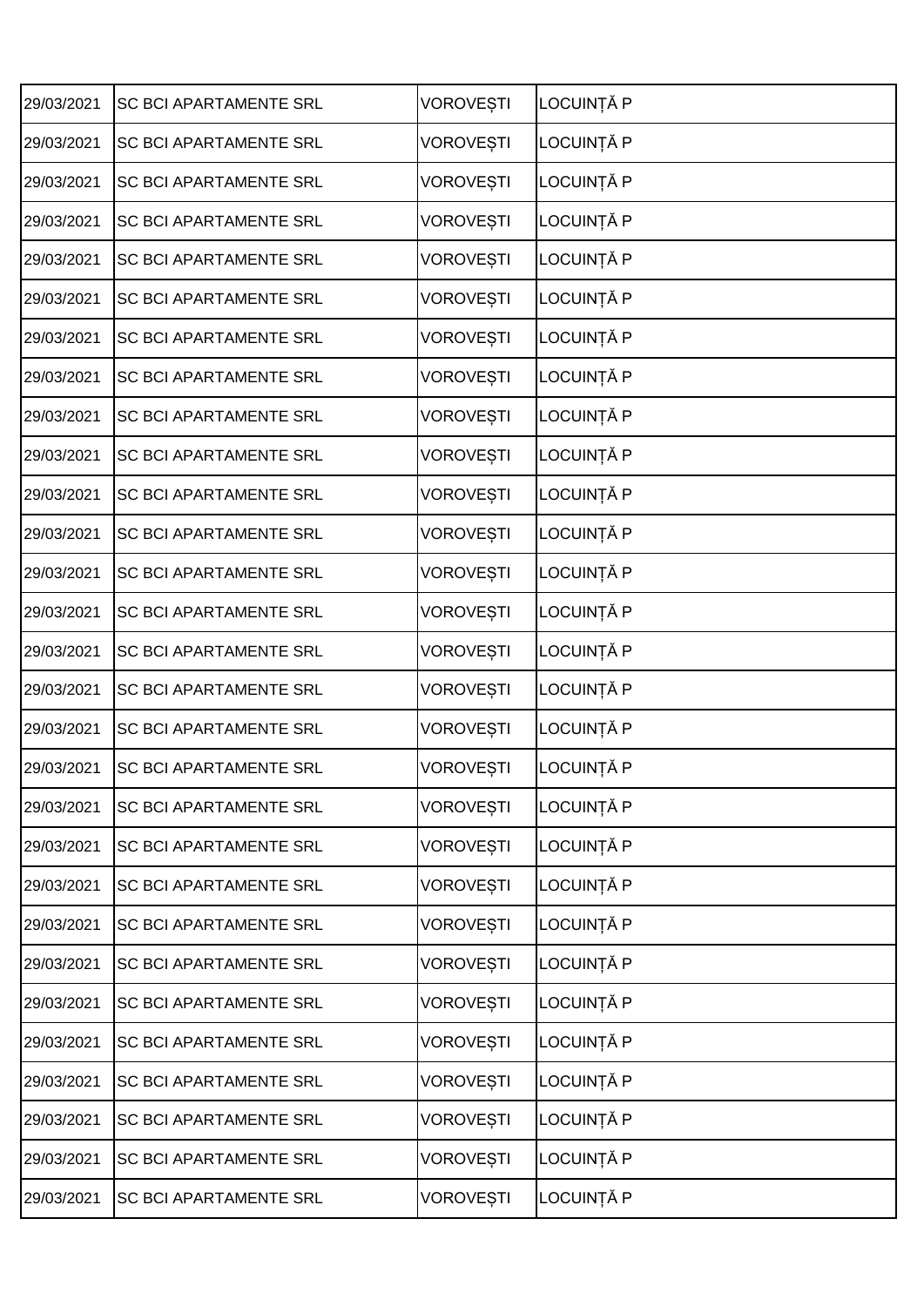| | | | |
|---|---|---|---|
| 29/03/2021 | SC BCI APARTAMENTE SRL | VOROVEȘTI | LOCUINȚĂ P |
| 29/03/2021 | SC BCI APARTAMENTE SRL | VOROVEȘTI | LOCUINȚĂ P |
| 29/03/2021 | SC BCI APARTAMENTE SRL | VOROVEȘTI | LOCUINȚĂ P |
| 29/03/2021 | SC BCI APARTAMENTE SRL | VOROVEȘTI | LOCUINȚĂ P |
| 29/03/2021 | SC BCI APARTAMENTE SRL | VOROVEȘTI | LOCUINȚĂ P |
| 29/03/2021 | SC BCI APARTAMENTE SRL | VOROVEȘTI | LOCUINȚĂ P |
| 29/03/2021 | SC BCI APARTAMENTE SRL | VOROVEȘTI | LOCUINȚĂ P |
| 29/03/2021 | SC BCI APARTAMENTE SRL | VOROVEȘTI | LOCUINȚĂ P |
| 29/03/2021 | SC BCI APARTAMENTE SRL | VOROVEȘTI | LOCUINȚĂ P |
| 29/03/2021 | SC BCI APARTAMENTE SRL | VOROVEȘTI | LOCUINȚĂ P |
| 29/03/2021 | SC BCI APARTAMENTE SRL | VOROVEȘTI | LOCUINȚĂ P |
| 29/03/2021 | SC BCI APARTAMENTE SRL | VOROVEȘTI | LOCUINȚĂ P |
| 29/03/2021 | SC BCI APARTAMENTE SRL | VOROVEȘTI | LOCUINȚĂ P |
| 29/03/2021 | SC BCI APARTAMENTE SRL | VOROVEȘTI | LOCUINȚĂ P |
| 29/03/2021 | SC BCI APARTAMENTE SRL | VOROVEȘTI | LOCUINȚĂ P |
| 29/03/2021 | SC BCI APARTAMENTE SRL | VOROVEȘTI | LOCUINȚĂ P |
| 29/03/2021 | SC BCI APARTAMENTE SRL | VOROVEȘTI | LOCUINȚĂ P |
| 29/03/2021 | SC BCI APARTAMENTE SRL | VOROVEȘTI | LOCUINȚĂ P |
| 29/03/2021 | SC BCI APARTAMENTE SRL | VOROVEȘTI | LOCUINȚĂ P |
| 29/03/2021 | SC BCI APARTAMENTE SRL | VOROVEȘTI | LOCUINȚĂ P |
| 29/03/2021 | SC BCI APARTAMENTE SRL | VOROVEȘTI | LOCUINȚĂ P |
| 29/03/2021 | SC BCI APARTAMENTE SRL | VOROVEȘTI | LOCUINȚĂ P |
| 29/03/2021 | SC BCI APARTAMENTE SRL | VOROVEȘTI | LOCUINȚĂ P |
| 29/03/2021 | SC BCI APARTAMENTE SRL | VOROVEȘTI | LOCUINȚĂ P |
| 29/03/2021 | SC BCI APARTAMENTE SRL | VOROVEȘTI | LOCUINȚĂ P |
| 29/03/2021 | SC BCI APARTAMENTE SRL | VOROVEȘTI | LOCUINȚĂ P |
| 29/03/2021 | SC BCI APARTAMENTE SRL | VOROVEȘTI | LOCUINȚĂ P |
| 29/03/2021 | SC BCI APARTAMENTE SRL | VOROVEȘTI | LOCUINȚĂ P |
| 29/03/2021 | SC BCI APARTAMENTE SRL | VOROVEȘTI | LOCUINȚĂ P |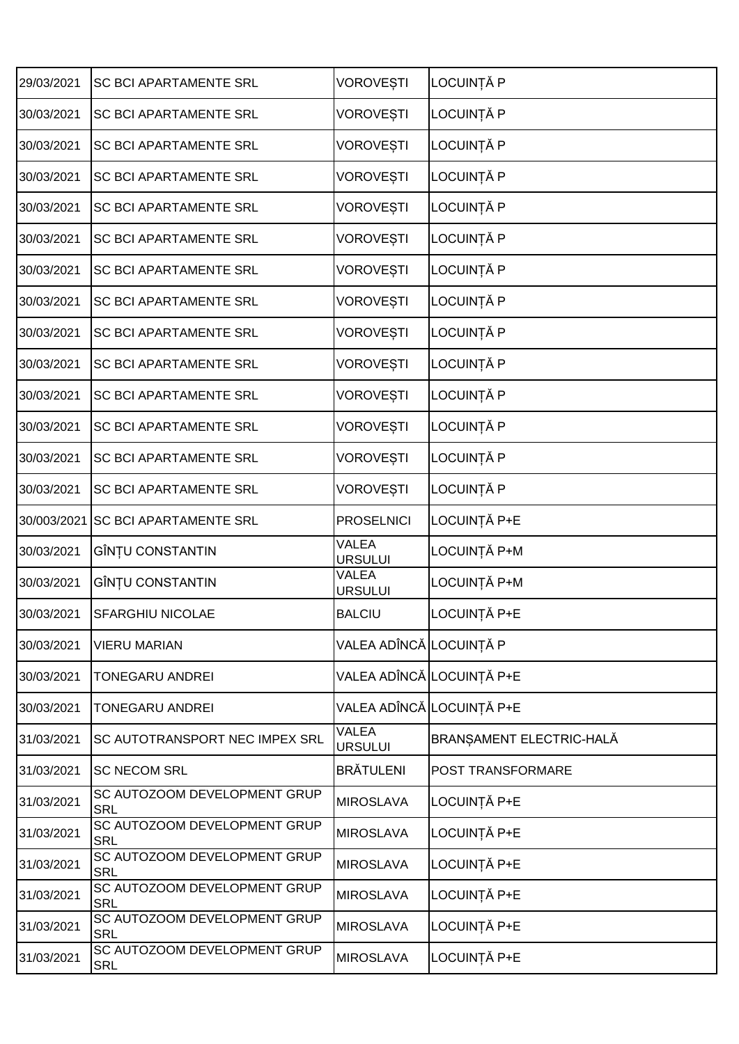| | | | |
|---|---|---|---|
| 29/03/2021 | SC BCI APARTAMENTE SRL | VOROVEȘTI | LOCUINȚĂ P |
| 30/03/2021 | SC BCI APARTAMENTE SRL | VOROVEȘTI | LOCUINȚĂ P |
| 30/03/2021 | SC BCI APARTAMENTE SRL | VOROVEȘTI | LOCUINȚĂ P |
| 30/03/2021 | SC BCI APARTAMENTE SRL | VOROVEȘTI | LOCUINȚĂ P |
| 30/03/2021 | SC BCI APARTAMENTE SRL | VOROVEȘTI | LOCUINȚĂ P |
| 30/03/2021 | SC BCI APARTAMENTE SRL | VOROVEȘTI | LOCUINȚĂ P |
| 30/03/2021 | SC BCI APARTAMENTE SRL | VOROVEȘTI | LOCUINȚĂ P |
| 30/03/2021 | SC BCI APARTAMENTE SRL | VOROVEȘTI | LOCUINȚĂ P |
| 30/03/2021 | SC BCI APARTAMENTE SRL | VOROVEȘTI | LOCUINȚĂ P |
| 30/03/2021 | SC BCI APARTAMENTE SRL | VOROVEȘTI | LOCUINȚĂ P |
| 30/03/2021 | SC BCI APARTAMENTE SRL | VOROVEȘTI | LOCUINȚĂ P |
| 30/03/2021 | SC BCI APARTAMENTE SRL | VOROVEȘTI | LOCUINȚĂ P |
| 30/03/2021 | SC BCI APARTAMENTE SRL | VOROVEȘTI | LOCUINȚĂ P |
| 30/03/2021 | SC BCI APARTAMENTE SRL | VOROVEȘTI | LOCUINȚĂ P |
| 30/003/2021 | SC BCI APARTAMENTE SRL | PROSELNICI | LOCUINȚĂ P+E |
| 30/03/2021 | GÎNȚU CONSTANTIN | VALEA URSULUI | LOCUINȚĂ P+M |
| 30/03/2021 | GÎNȚU CONSTANTIN | VALEA URSULUI | LOCUINȚĂ P+M |
| 30/03/2021 | SFARGHIU NICOLAE | BALCIU | LOCUINȚĂ P+E |
| 30/03/2021 | VIERU MARIAN | VALEA ADÎNCĂ | LOCUINȚĂ P |
| 30/03/2021 | TONEGARU ANDREI | VALEA ADÎNCĂ | LOCUINȚĂ P+E |
| 30/03/2021 | TONEGARU ANDREI | VALEA ADÎNCĂ | LOCUINȚĂ P+E |
| 31/03/2021 | SC AUTOTRANSPORT NEC IMPEX SRL | VALEA URSULUI | BRANȘAMENT ELECTRIC-HALĂ |
| 31/03/2021 | SC NECOM SRL | BRĂTULENI | POST TRANSFORMARE |
| 31/03/2021 | SC AUTOZOOM DEVELOPMENT GRUP SRL | MIROSLAVA | LOCUINȚĂ P+E |
| 31/03/2021 | SC AUTOZOOM DEVELOPMENT GRUP SRL | MIROSLAVA | LOCUINȚĂ P+E |
| 31/03/2021 | SC AUTOZOOM DEVELOPMENT GRUP SRL | MIROSLAVA | LOCUINȚĂ P+E |
| 31/03/2021 | SC AUTOZOOM DEVELOPMENT GRUP SRL | MIROSLAVA | LOCUINȚĂ P+E |
| 31/03/2021 | SC AUTOZOOM DEVELOPMENT GRUP SRL | MIROSLAVA | LOCUINȚĂ P+E |
| 31/03/2021 | SC AUTOZOOM DEVELOPMENT GRUP SRL | MIROSLAVA | LOCUINȚĂ P+E |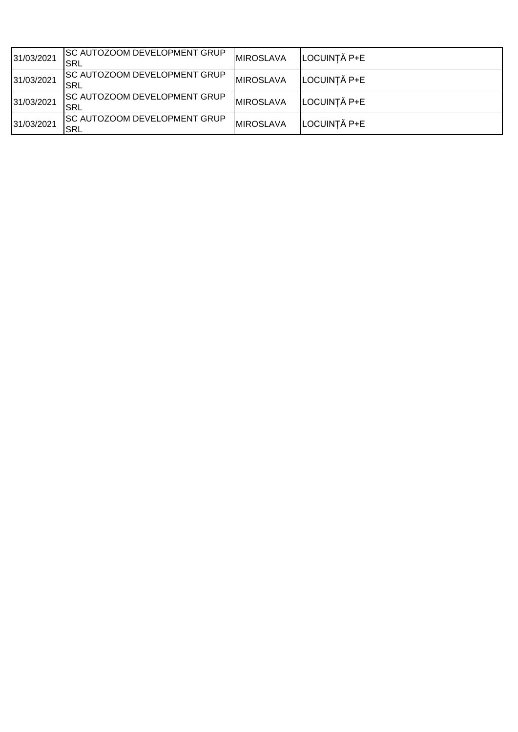| | | | |
|---|---|---|---|
| 31/03/2021 | SC AUTOZOOM DEVELOPMENT GRUP SRL | MIROSLAVA | LOCUINȚĂ P+E |
| 31/03/2021 | SC AUTOZOOM DEVELOPMENT GRUP SRL | MIROSLAVA | LOCUINȚĂ P+E |
| 31/03/2021 | SC AUTOZOOM DEVELOPMENT GRUP SRL | MIROSLAVA | LOCUINȚĂ P+E |
| 31/03/2021 | SC AUTOZOOM DEVELOPMENT GRUP SRL | MIROSLAVA | LOCUINȚĂ P+E |